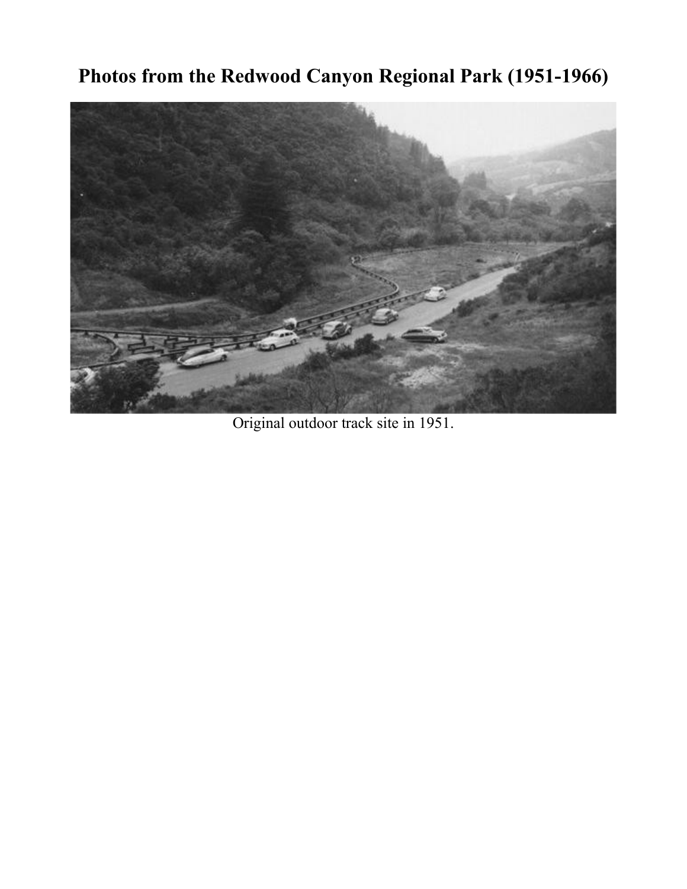# Photos from the Redwood Canyon Regional Park (1951-1966)

Original outdoor track site in 1951.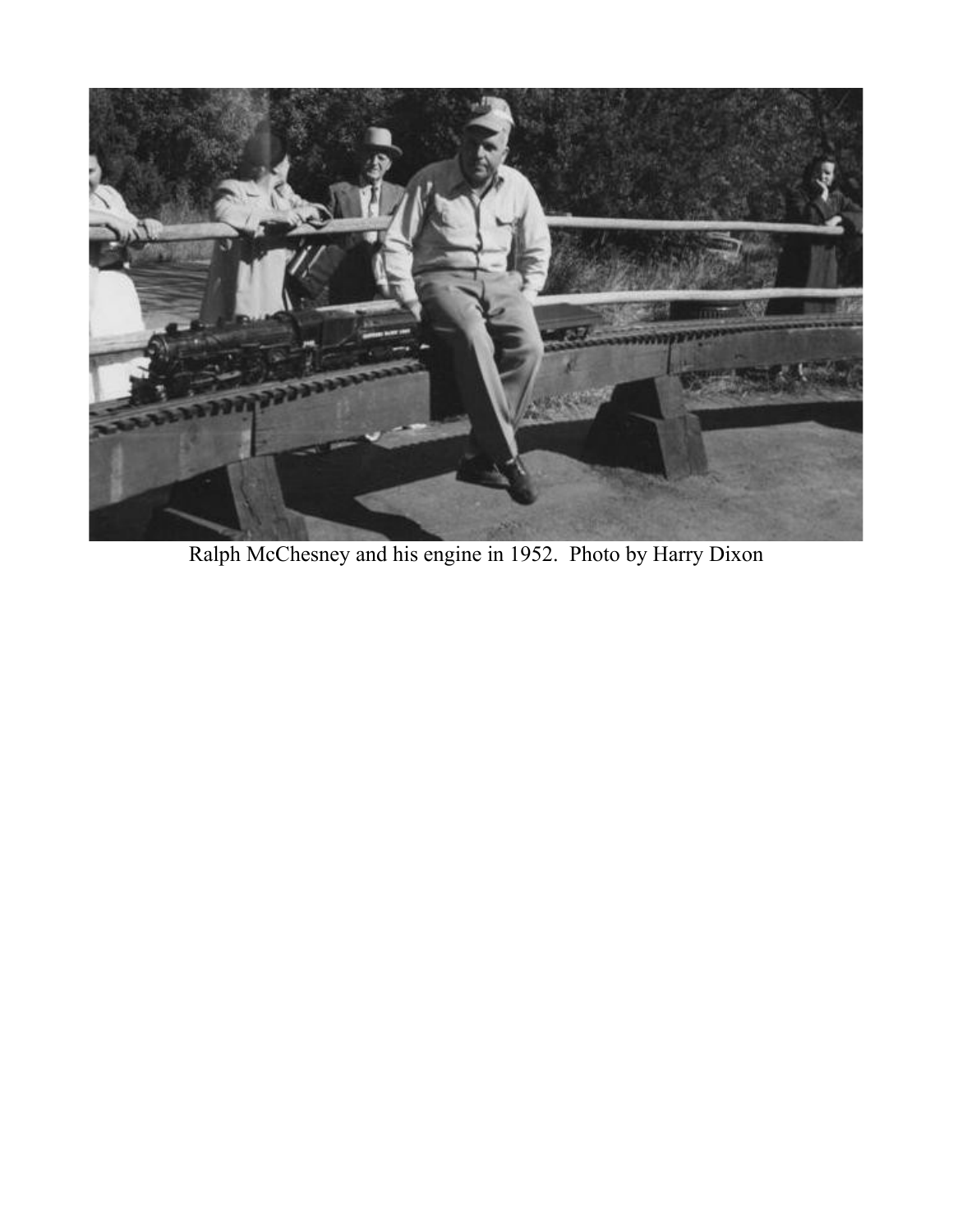Ralph McChesney and his engine in 1952. Photo by Harry Dixon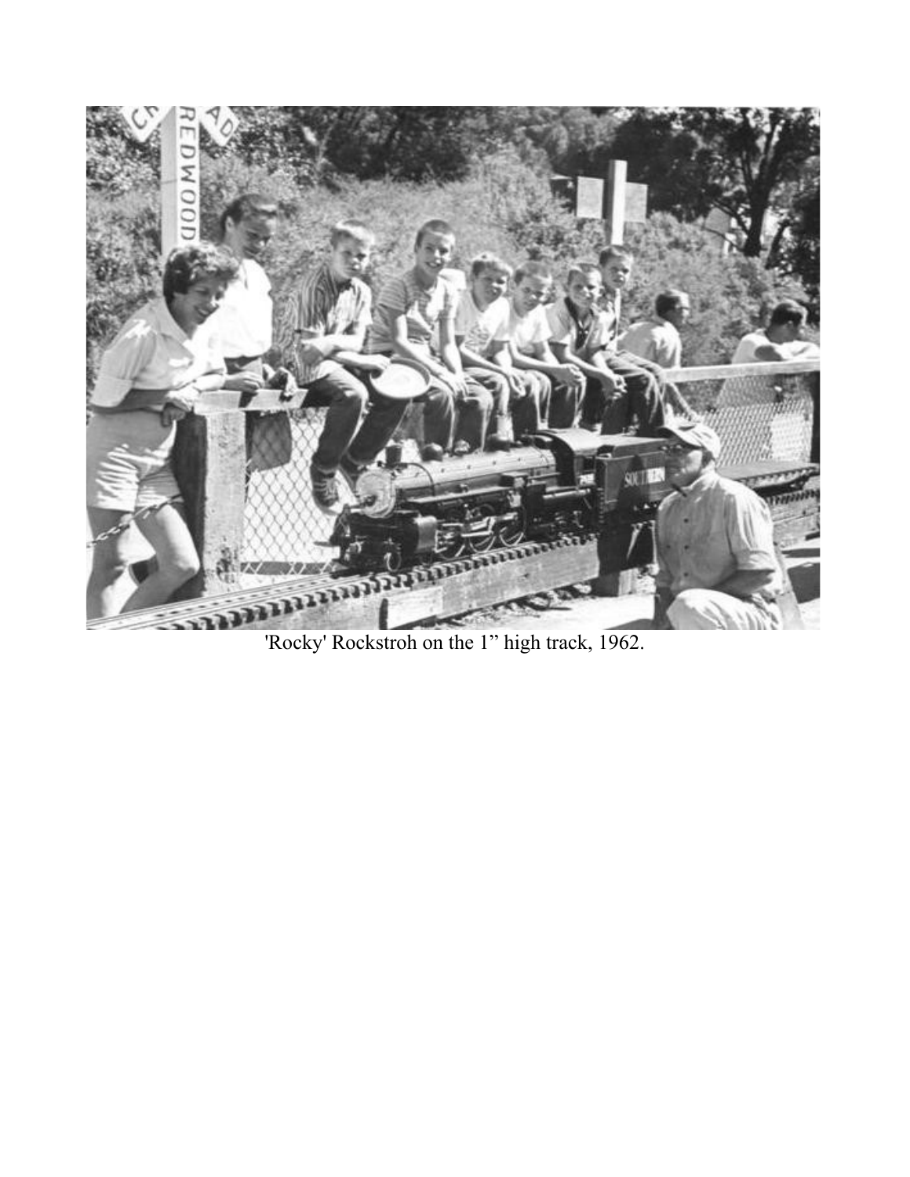'Rocky' Rockstroh on the 1" high track, 1962.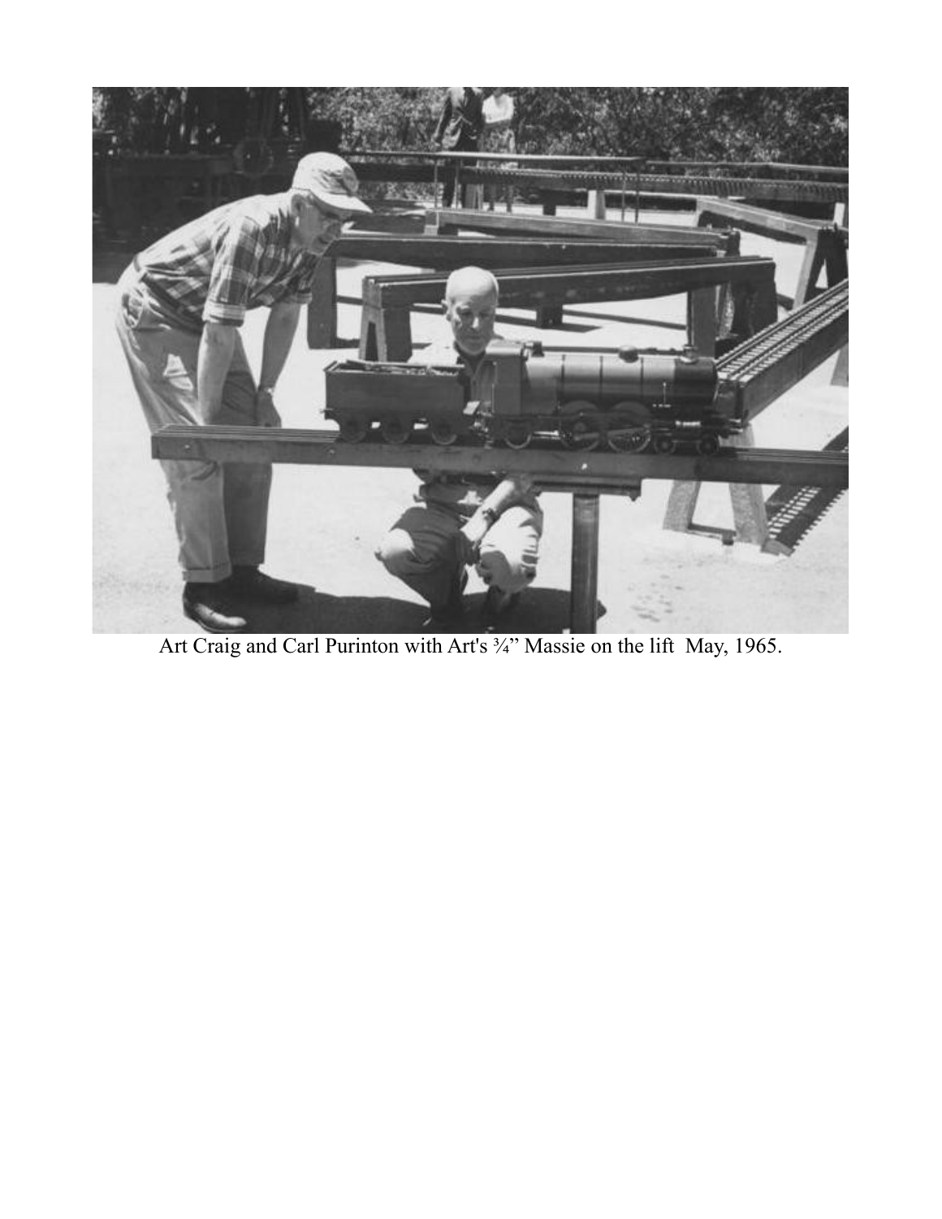Art Craig and Carl Purinton with Art's ¾" Massie on the lift May, 1965.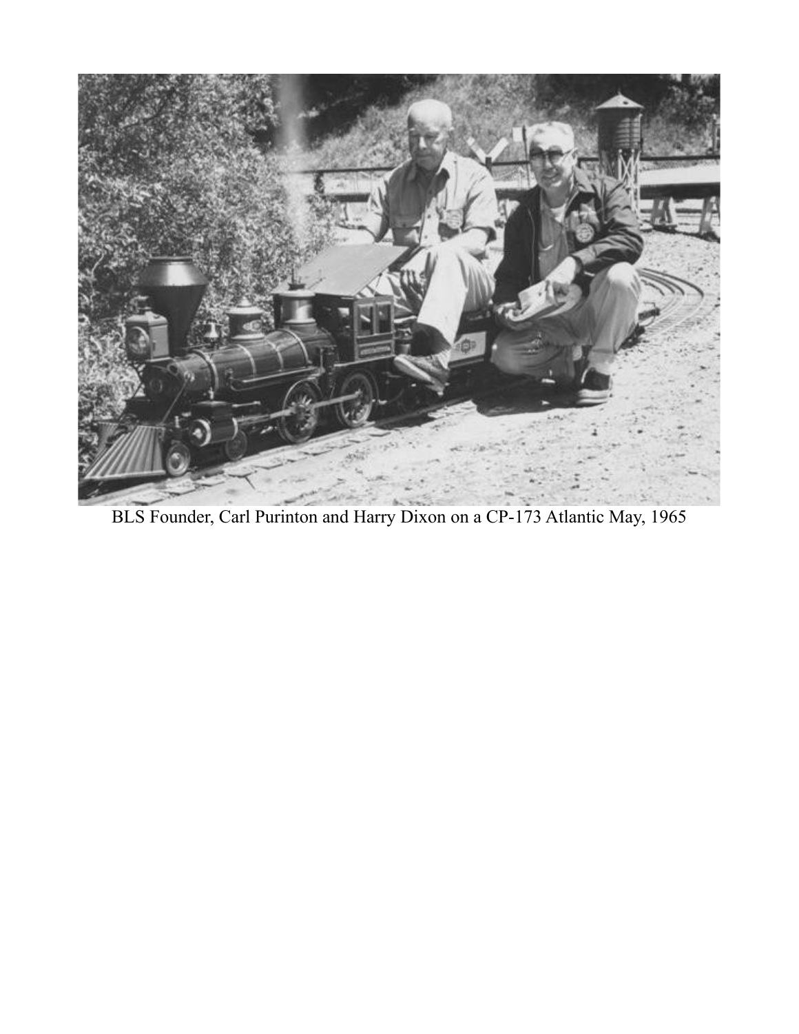BLS Founder, Carl Purinton and Harry Dixon on a CP-173 Atlantic May, 1965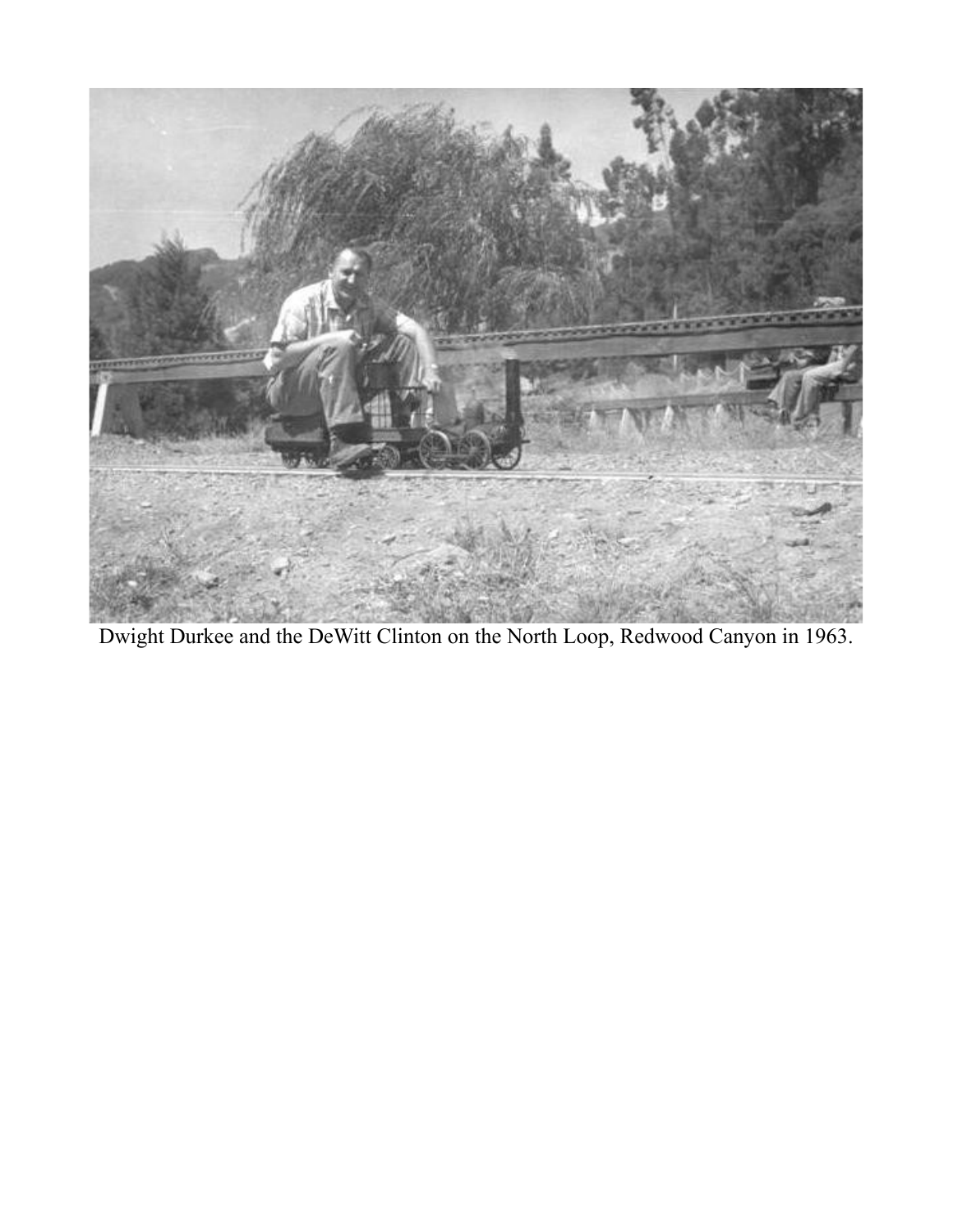Dwight Durkee and the DeWitt Clinton on the North Loop, Redwood Canyon in 1963.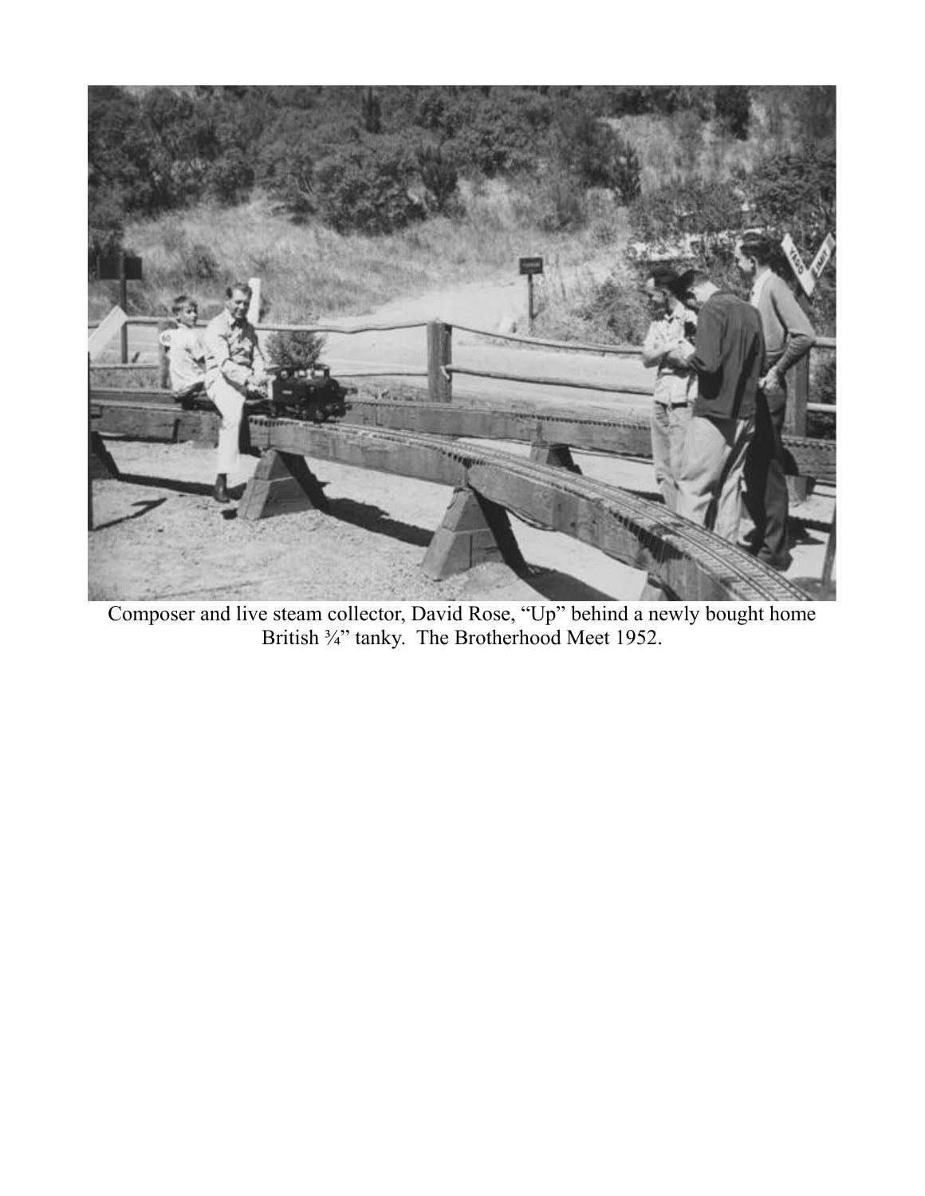Composer and live steam collector, David Rose, "Up" behind a newly bought home British ¾" tanky. The Brotherhood Meet 1952.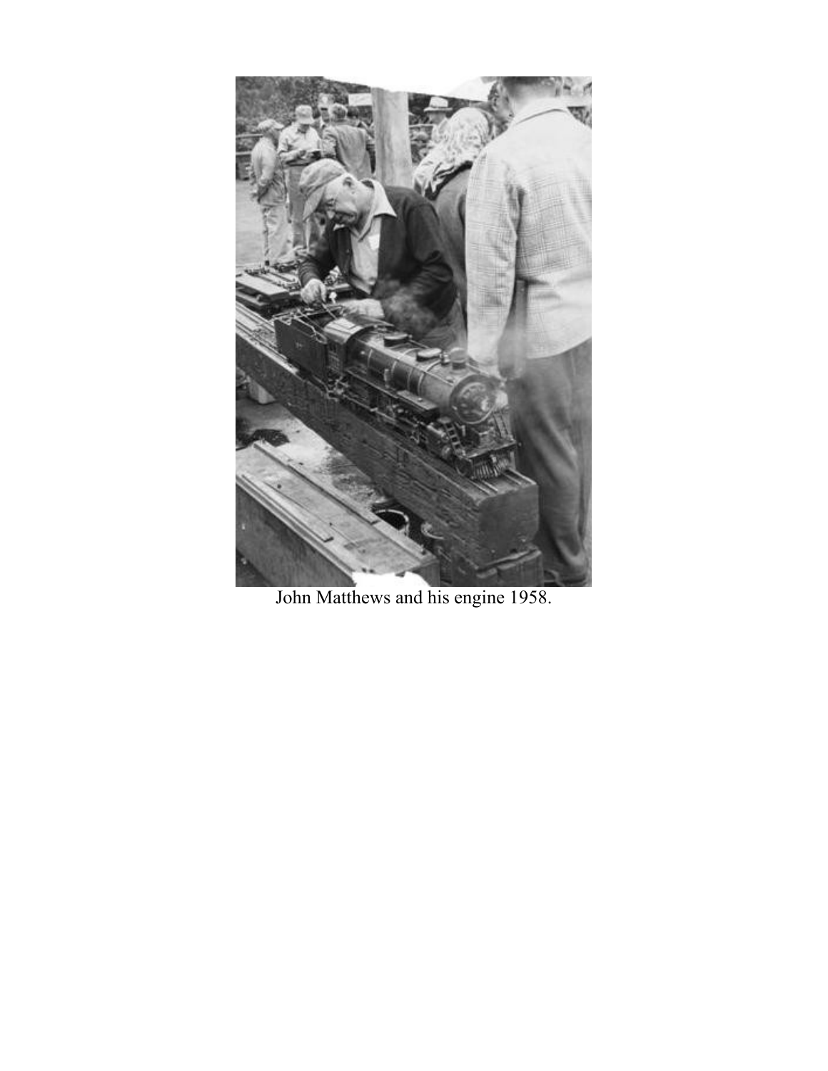John Matthews and his engine 1958.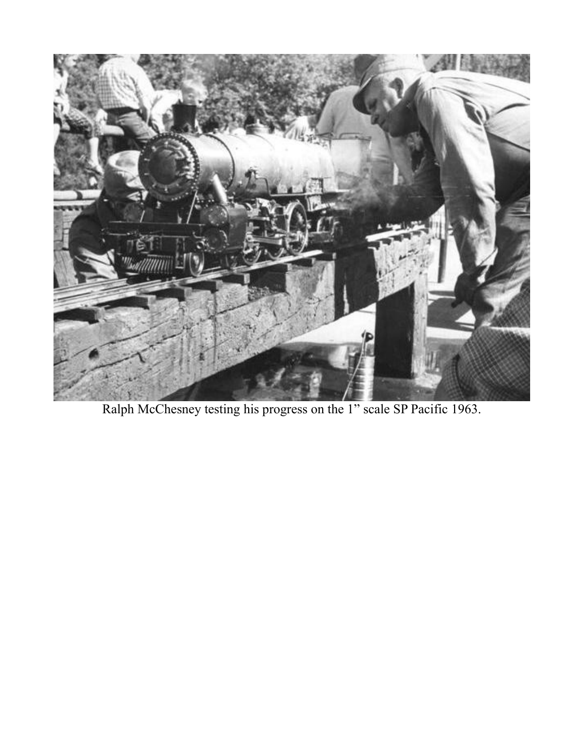Ralph McChesney testing his progress on the 1" scale SP Pacific 1963.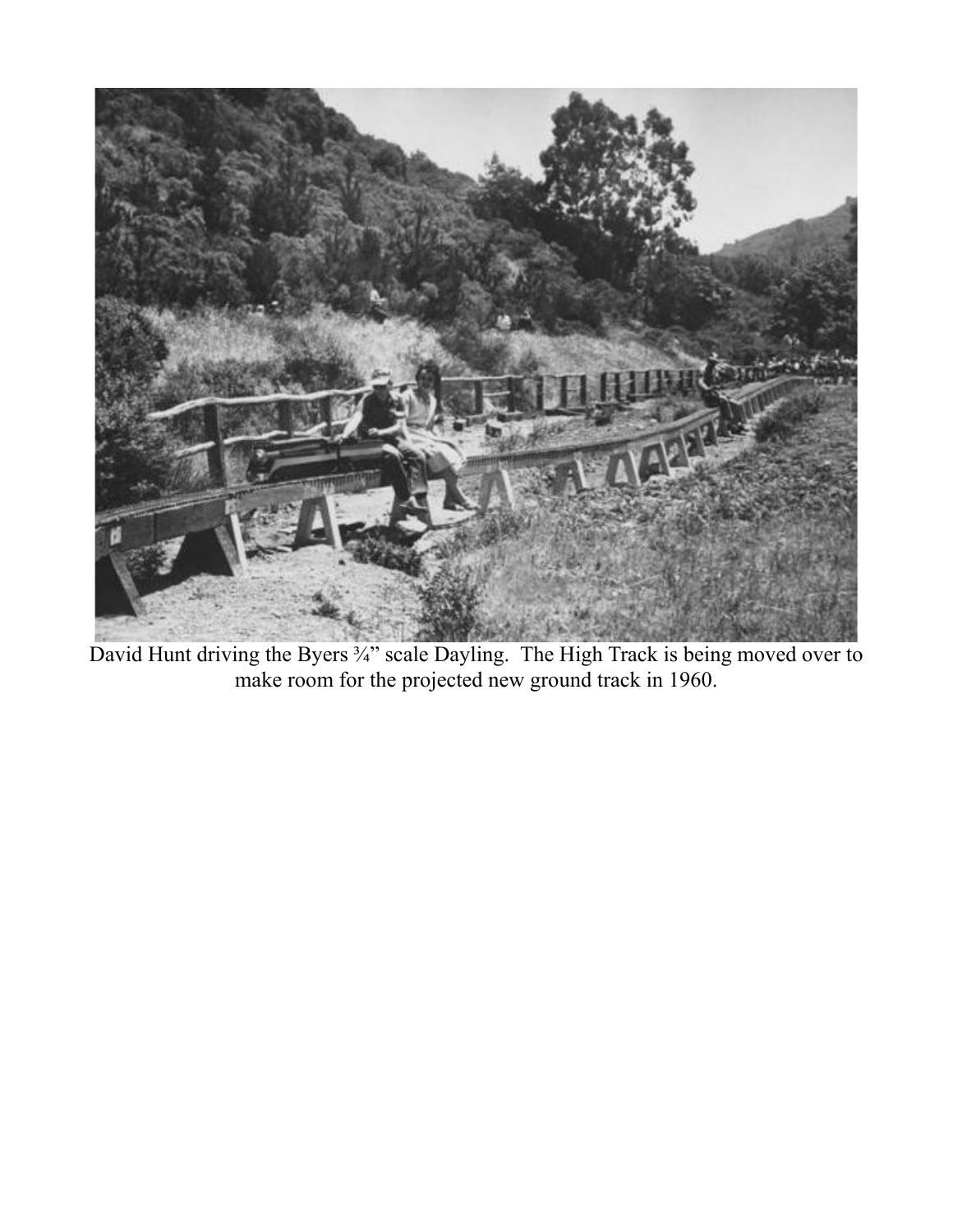David Hunt driving the Byers ¾" scale Dayling. The High Track is being moved over to make room for the projected new ground track in 1960.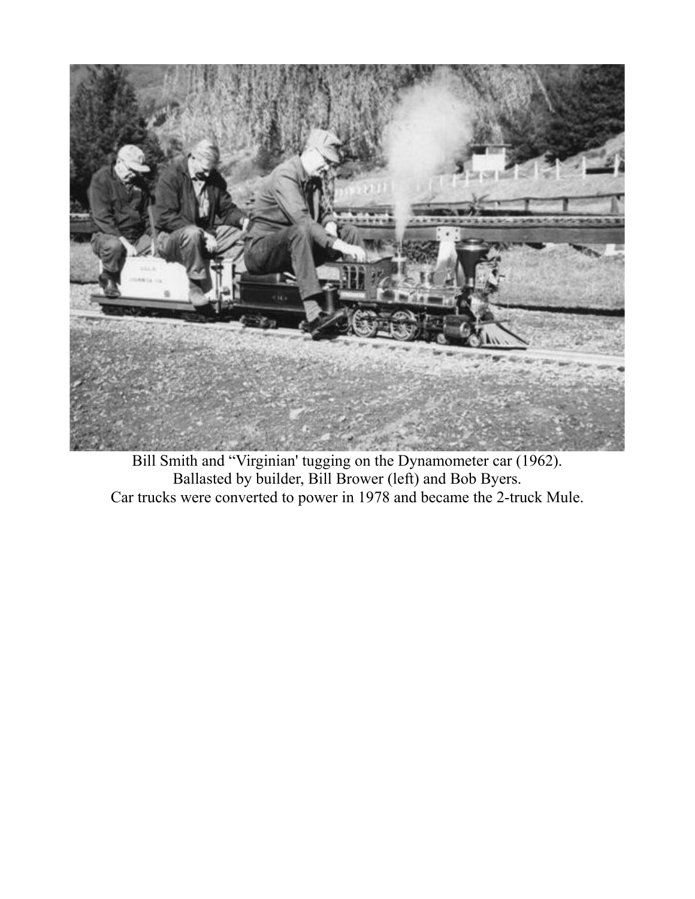Bill Smith and “Virginian' tugging on the Dynamometer car (1962).
Ballasted by builder, Bill Brower (left) and Bob Byers.
Car trucks were converted to power in 1978 and became the 2-truck Mule.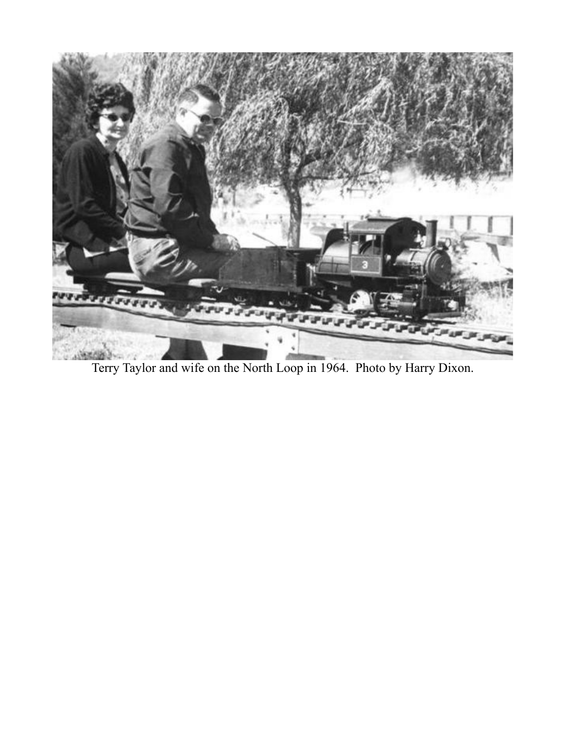Terry Taylor and wife on the North Loop in 1964. Photo by Harry Dixon.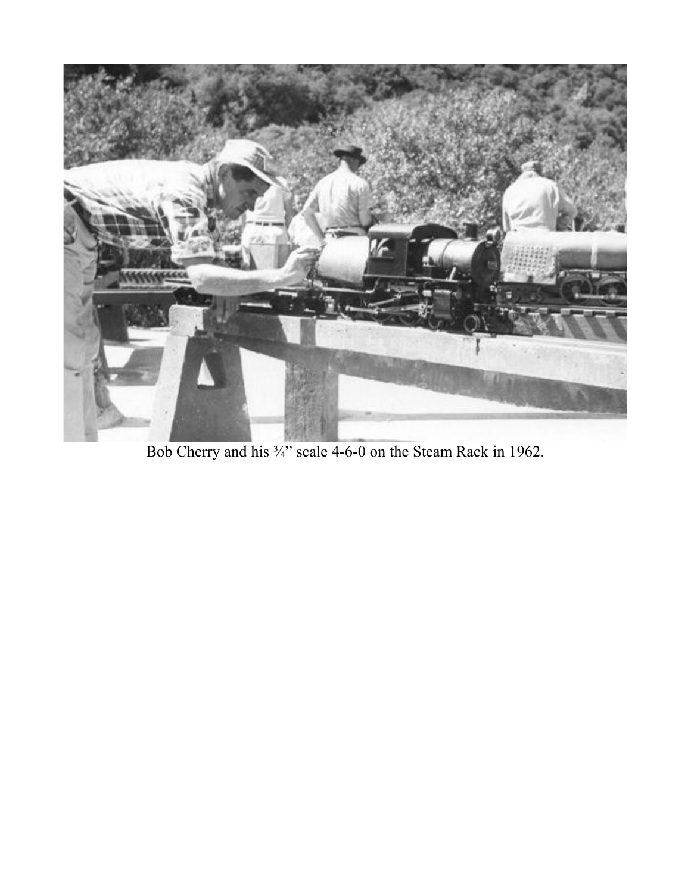Bob Cherry and his ¾” scale 4-6-0 on the Steam Rack in 1962.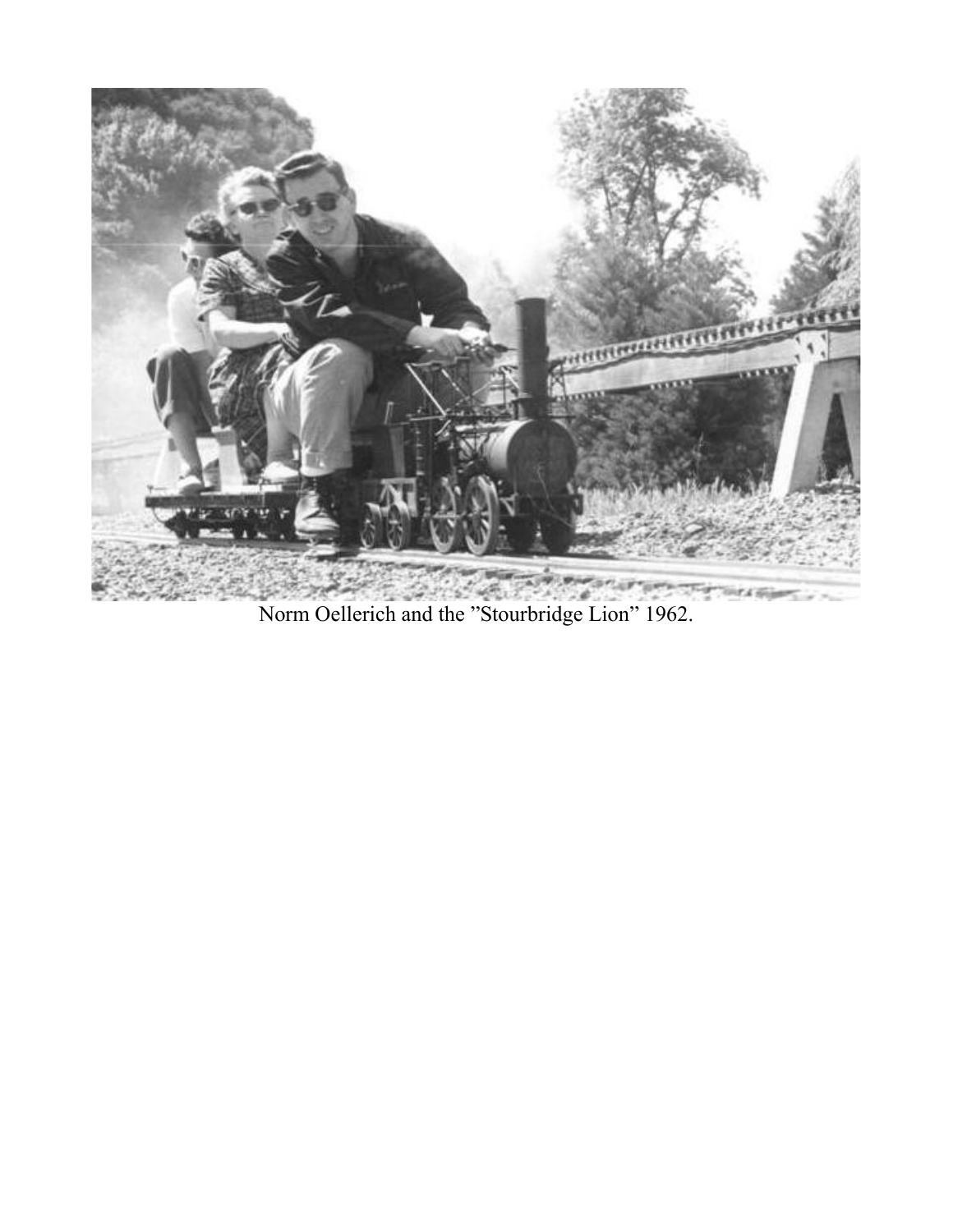Norm Oellerich and the ”Stourbridge Lion” 1962.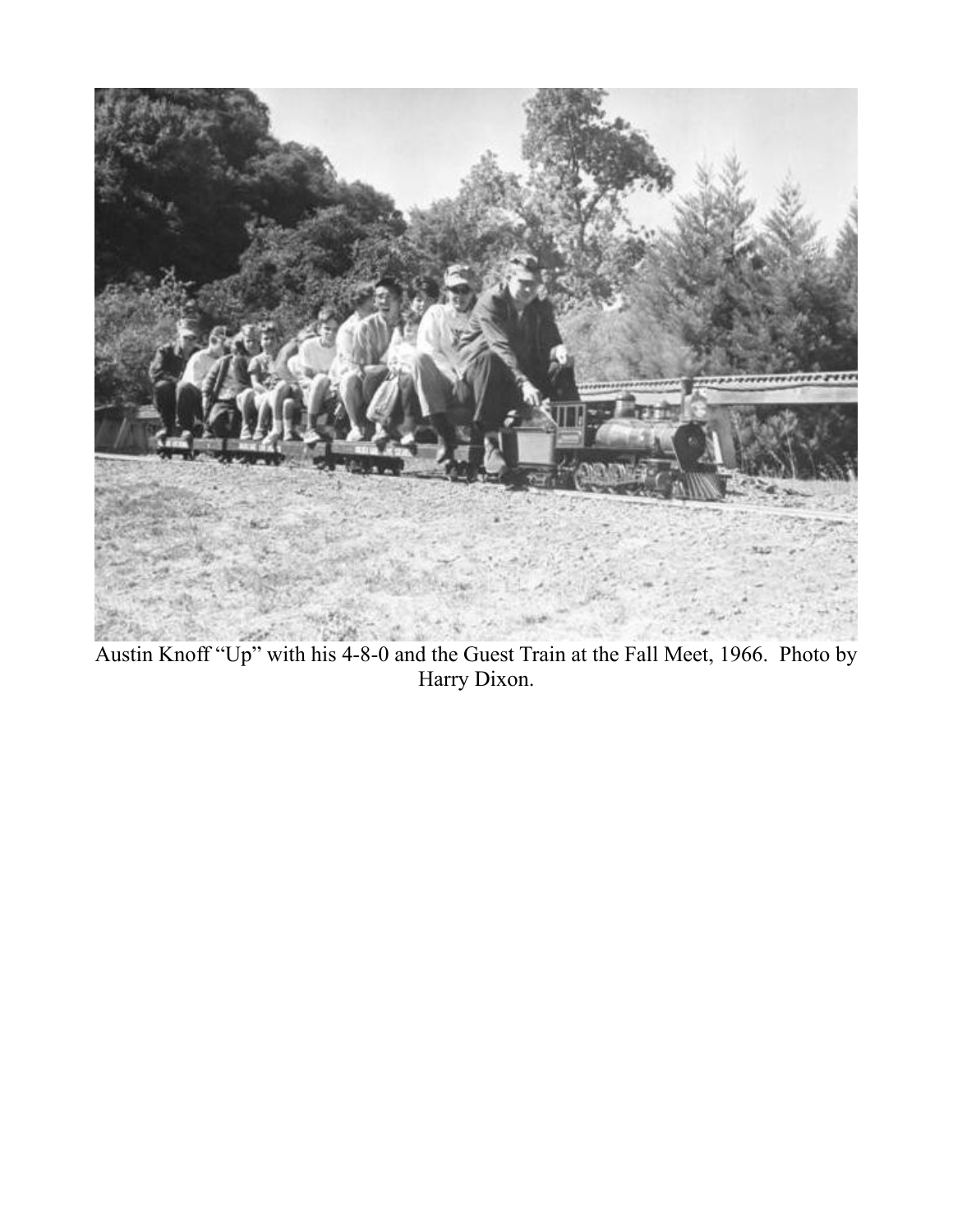Austin Knoff “Up” with his 4-8-0 and the Guest Train at the Fall Meet, 1966. Photo by Harry Dixon.